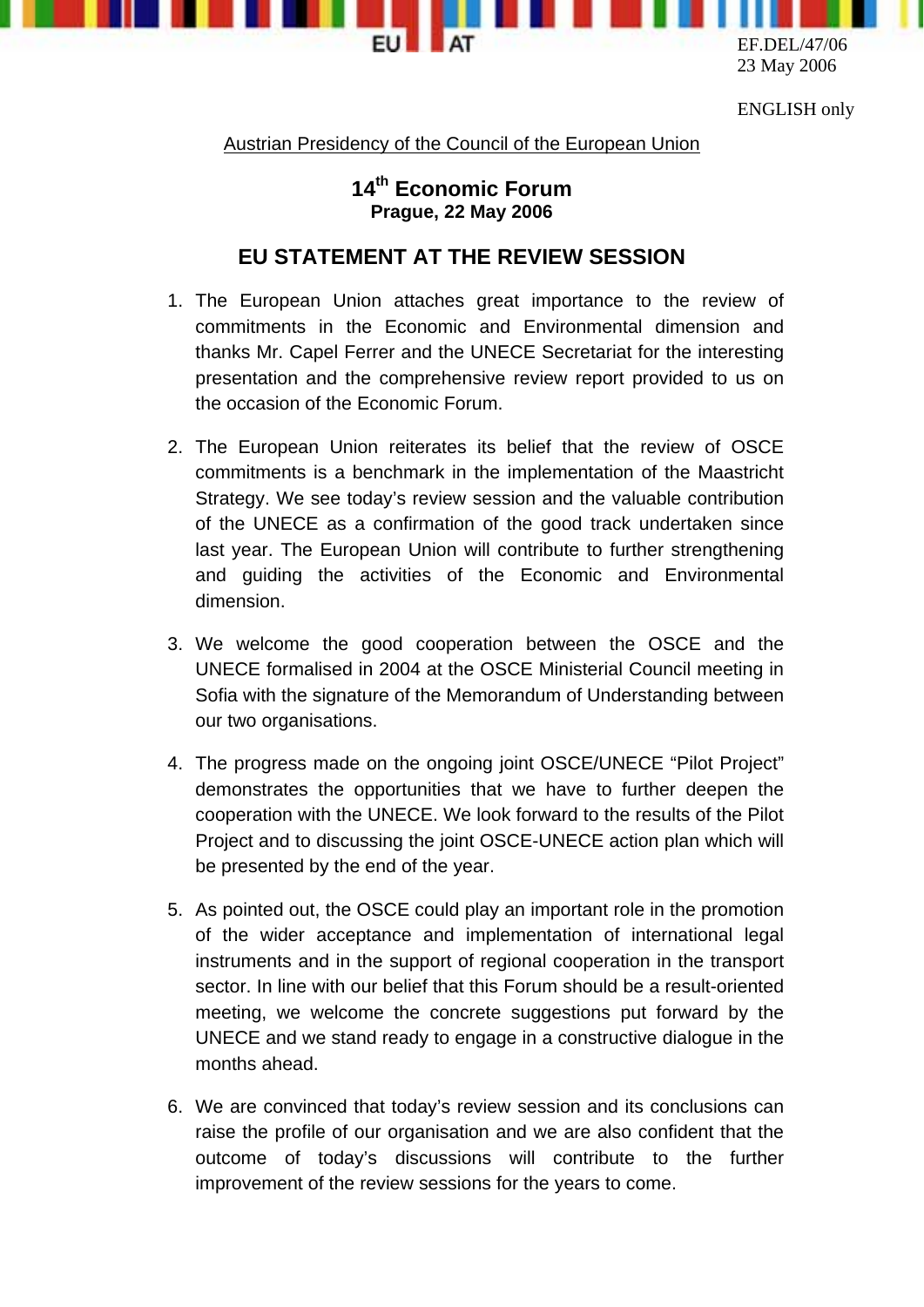EF.DEL/47/06
23 May 2006

ENGLISH only

Austrian Presidency of the Council of the European Union

## 14th Economic Forum
**Prague, 22 May 2006**

## EU STATEMENT AT THE REVIEW SESSION

1. The European Union attaches great importance to the review of commitments in the Economic and Environmental dimension and thanks Mr. Capel Ferrer and the UNECE Secretariat for the interesting presentation and the comprehensive review report provided to us on the occasion of the Economic Forum.

2. The European Union reiterates its belief that the review of OSCE commitments is a benchmark in the implementation of the Maastricht Strategy. We see today's review session and the valuable contribution of the UNECE as a confirmation of the good track undertaken since last year. The European Union will contribute to further strengthening and guiding the activities of the Economic and Environmental dimension.

3. We welcome the good cooperation between the OSCE and the UNECE formalised in 2004 at the OSCE Ministerial Council meeting in Sofia with the signature of the Memorandum of Understanding between our two organisations.

4. The progress made on the ongoing joint OSCE/UNECE "Pilot Project" demonstrates the opportunities that we have to further deepen the cooperation with the UNECE. We look forward to the results of the Pilot Project and to discussing the joint OSCE-UNECE action plan which will be presented by the end of the year.

5. As pointed out, the OSCE could play an important role in the promotion of the wider acceptance and implementation of international legal instruments and in the support of regional cooperation in the transport sector. In line with our belief that this Forum should be a result-oriented meeting, we welcome the concrete suggestions put forward by the UNECE and we stand ready to engage in a constructive dialogue in the months ahead.

6. We are convinced that today's review session and its conclusions can raise the profile of our organisation and we are also confident that the outcome of today's discussions will contribute to the further improvement of the review sessions for the years to come.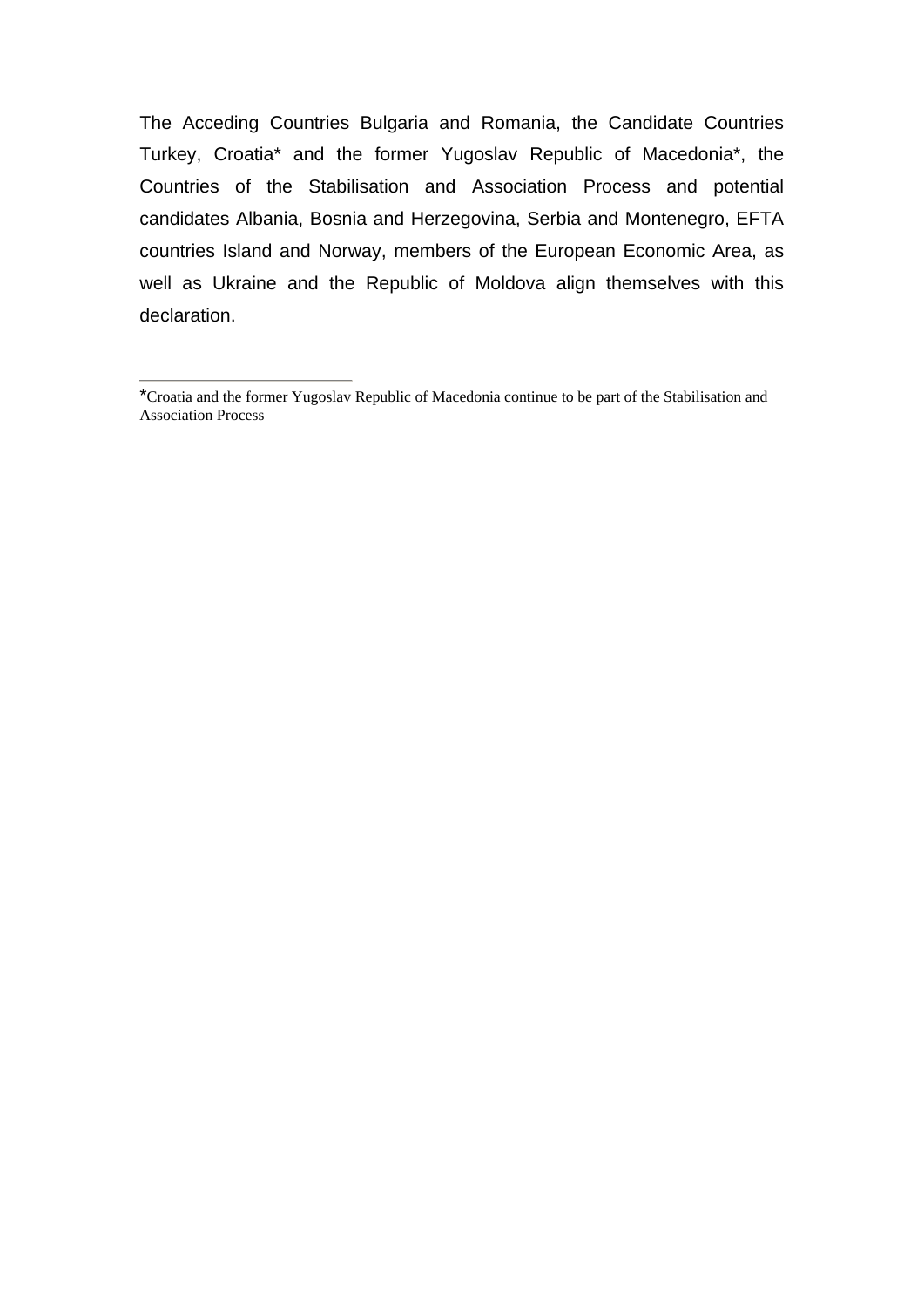The Acceding Countries Bulgaria and Romania, the Candidate Countries Turkey, Croatia* and the former Yugoslav Republic of Macedonia*, the Countries of the Stabilisation and Association Process and potential candidates Albania, Bosnia and Herzegovina, Serbia and Montenegro, EFTA countries Island and Norway, members of the European Economic Area, as well as Ukraine and the Republic of Moldova align themselves with this declaration.

---

*Croatia and the former Yugoslav Republic of Macedonia continue to be part of the Stabilisation and Association Process